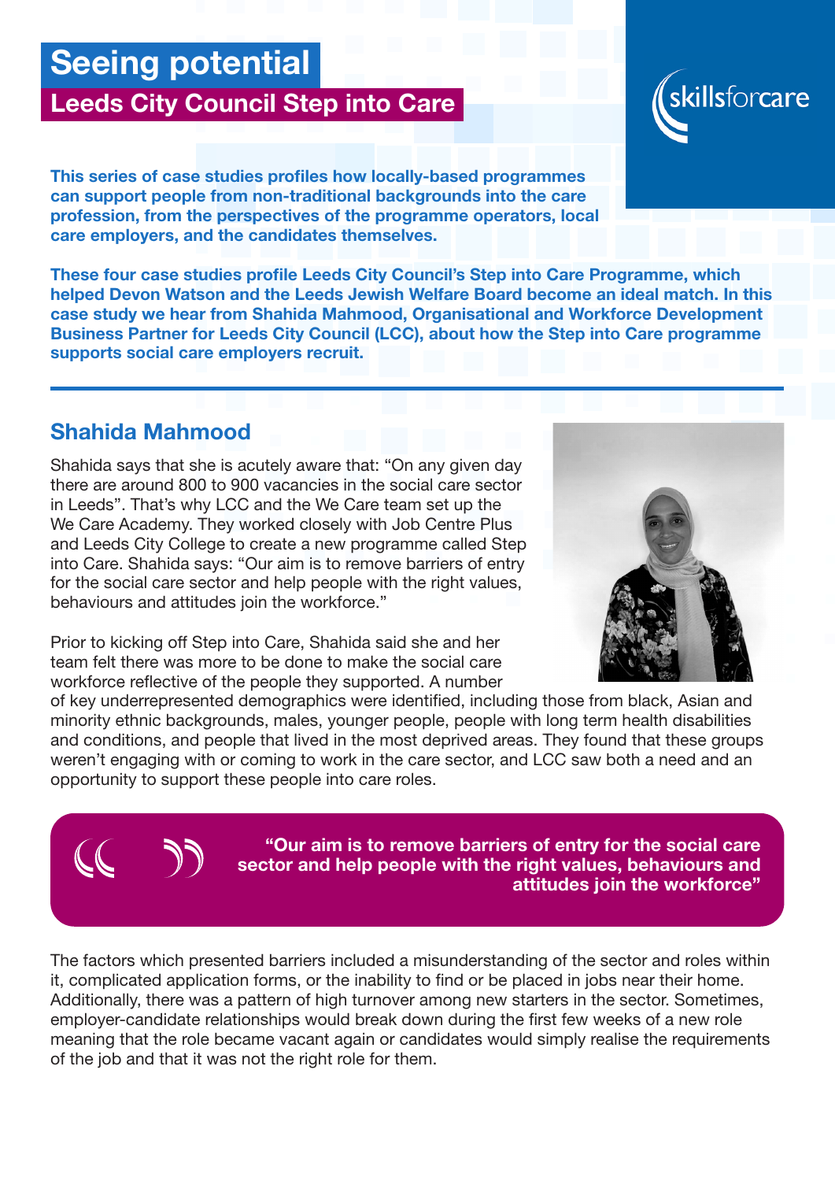# Seeing potential

## Leeds City Council Step into Care

skillsforcare

**This series of case studies profiles how locally-based programmes can support people from non-traditional backgrounds into the care profession, from the perspectives of the programme operators, local care employers, and the candidates themselves.**

**These four case studies profile Leeds City Council's Step into Care Programme, which helped Devon Watson and the Leeds Jewish Welfare Board become an ideal match. In this case study we hear from Shahida Mahmood, Organisational and Workforce Development Business Partner for Leeds City Council (LCC), about how the Step into Care programme supports social care employers recruit.**

---

### Shahida Mahmood

Shahida says that she is acutely aware that: "On any given day there are around 800 to 900 vacancies in the social care sector in Leeds". That's why LCC and the We Care team set up the We Care Academy. They worked closely with Job Centre Plus and Leeds City College to create a new programme called Step into Care. Shahida says: "Our aim is to remove barriers of entry for the social care sector and help people with the right values, behaviours and attitudes join the workforce."

Prior to kicking off Step into Care, Shahida said she and her team felt there was more to be done to make the social care workforce reflective of the people they supported. A number of key underrepresented demographics were identified, including those from black, Asian and minority ethnic backgrounds, males, younger people, people with long term health disabilities and conditions, and people that lived in the most deprived areas. They found that these groups weren't engaging with or coming to work in the care sector, and LCC saw both a need and an opportunity to support these people into care roles.

> **"Our aim is to remove barriers of entry for the social care sector and help people with the right values, behaviours and attitudes join the workforce"**

The factors which presented barriers included a misunderstanding of the sector and roles within it, complicated application forms, or the inability to find or be placed in jobs near their home. Additionally, there was a pattern of high turnover among new starters in the sector. Sometimes, employer-candidate relationships would break down during the first few weeks of a new role meaning that the role became vacant again or candidates would simply realise the requirements of the job and that it was not the right role for them.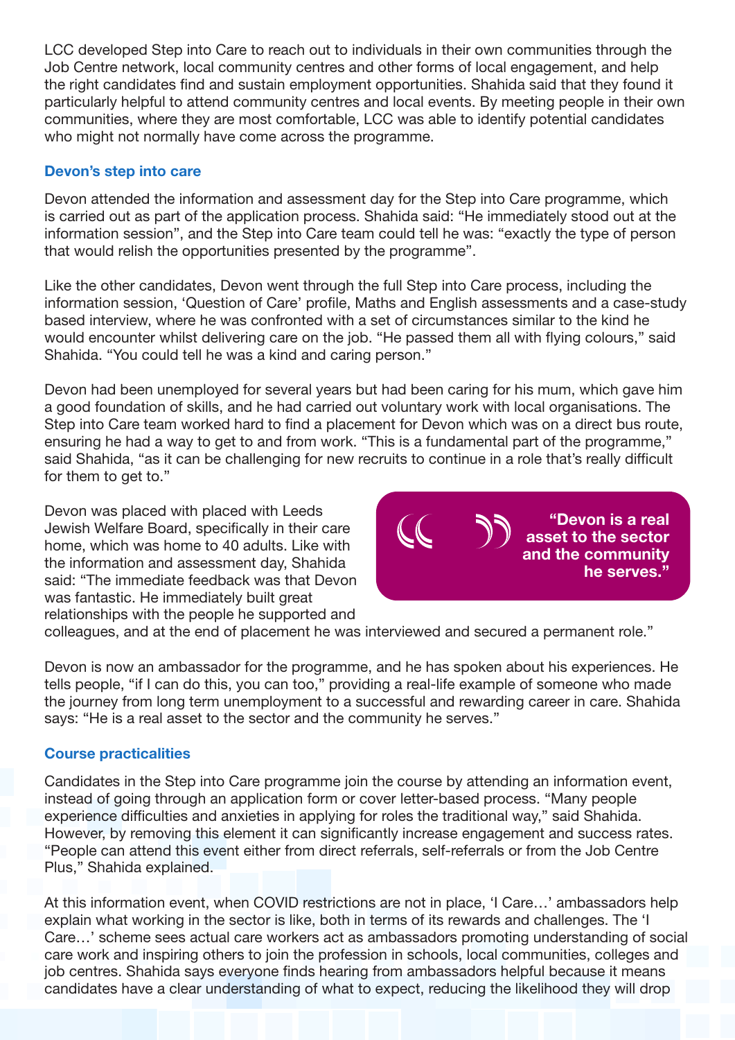LCC developed Step into Care to reach out to individuals in their own communities through the Job Centre network, local community centres and other forms of local engagement, and help the right candidates find and sustain employment opportunities. Shahida said that they found it particularly helpful to attend community centres and local events. By meeting people in their own communities, where they are most comfortable, LCC was able to identify potential candidates who might not normally have come across the programme.

### Devon's step into care

Devon attended the information and assessment day for the Step into Care programme, which is carried out as part of the application process. Shahida said: "He immediately stood out at the information session", and the Step into Care team could tell he was: "exactly the type of person that would relish the opportunities presented by the programme".

Like the other candidates, Devon went through the full Step into Care process, including the information session, 'Question of Care' profile, Maths and English assessments and a case-study based interview, where he was confronted with a set of circumstances similar to the kind he would encounter whilst delivering care on the job. "He passed them all with flying colours," said Shahida. "You could tell he was a kind and caring person."

Devon had been unemployed for several years but had been caring for his mum, which gave him a good foundation of skills, and he had carried out voluntary work with local organisations. The Step into Care team worked hard to find a placement for Devon which was on a direct bus route, ensuring he had a way to get to and from work. "This is a fundamental part of the programme," said Shahida, "as it can be challenging for new recruits to continue in a role that's really difficult for them to get to."

Devon was placed with placed with Leeds Jewish Welfare Board, specifically in their care home, which was home to 40 adults. Like with the information and assessment day, Shahida said: "The immediate feedback was that Devon was fantastic. He immediately built great relationships with the people he supported and colleagues, and at the end of placement he was interviewed and secured a permanent role."

> **"Devon is a real asset to the sector and the community he serves."**

Devon is now an ambassador for the programme, and he has spoken about his experiences. He tells people, "if I can do this, you can too," providing a real-life example of someone who made the journey from long term unemployment to a successful and rewarding career in care. Shahida says: "He is a real asset to the sector and the community he serves."

### Course practicalities

Candidates in the Step into Care programme join the course by attending an information event, instead of going through an application form or cover letter-based process. "Many people experience difficulties and anxieties in applying for roles the traditional way," said Shahida. However, by removing this element it can significantly increase engagement and success rates. "People can attend this event either from direct referrals, self-referrals or from the Job Centre Plus," Shahida explained.

At this information event, when COVID restrictions are not in place, 'I Care…' ambassadors help explain what working in the sector is like, both in terms of its rewards and challenges. The 'I Care…' scheme sees actual care workers act as ambassadors promoting understanding of social care work and inspiring others to join the profession in schools, local communities, colleges and job centres. Shahida says everyone finds hearing from ambassadors helpful because it means candidates have a clear understanding of what to expect, reducing the likelihood they will drop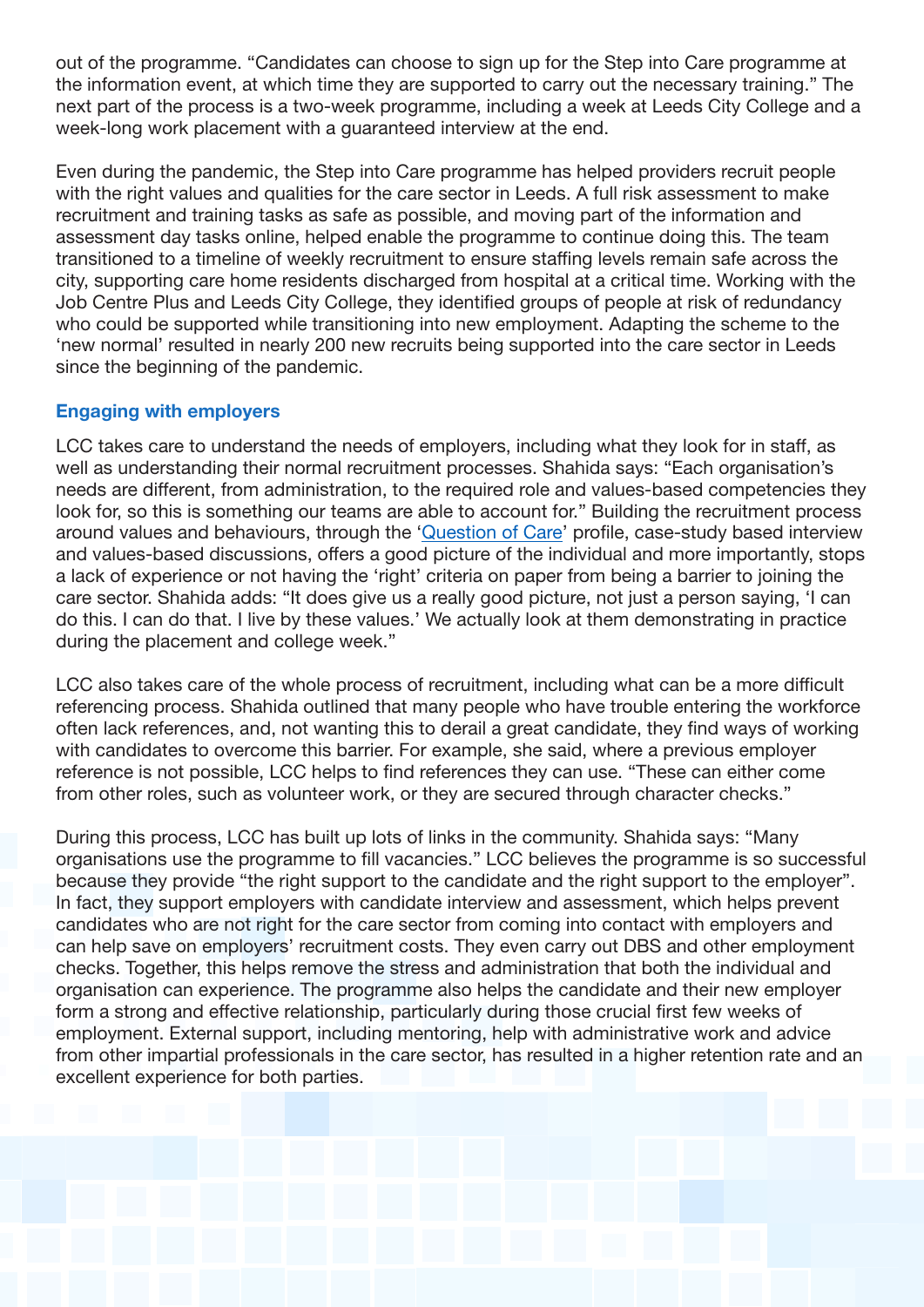out of the programme. "Candidates can choose to sign up for the Step into Care programme at the information event, at which time they are supported to carry out the necessary training." The next part of the process is a two-week programme, including a week at Leeds City College and a week-long work placement with a guaranteed interview at the end.

Even during the pandemic, the Step into Care programme has helped providers recruit people with the right values and qualities for the care sector in Leeds. A full risk assessment to make recruitment and training tasks as safe as possible, and moving part of the information and assessment day tasks online, helped enable the programme to continue doing this. The team transitioned to a timeline of weekly recruitment to ensure staffing levels remain safe across the city, supporting care home residents discharged from hospital at a critical time. Working with the Job Centre Plus and Leeds City College, they identified groups of people at risk of redundancy who could be supported while transitioning into new employment. Adapting the scheme to the 'new normal' resulted in nearly 200 new recruits being supported into the care sector in Leeds since the beginning of the pandemic.

### Engaging with employers

LCC takes care to understand the needs of employers, including what they look for in staff, as well as understanding their normal recruitment processes. Shahida says: "Each organisation's needs are different, from administration, to the required role and values-based competencies they look for, so this is something our teams are able to account for." Building the recruitment process around values and behaviours, through the 'Question of Care' profile, case-study based interview and values-based discussions, offers a good picture of the individual and more importantly, stops a lack of experience or not having the 'right' criteria on paper from being a barrier to joining the care sector. Shahida adds: "It does give us a really good picture, not just a person saying, 'I can do this. I can do that. I live by these values.' We actually look at them demonstrating in practice during the placement and college week."

LCC also takes care of the whole process of recruitment, including what can be a more difficult referencing process. Shahida outlined that many people who have trouble entering the workforce often lack references, and, not wanting this to derail a great candidate, they find ways of working with candidates to overcome this barrier. For example, she said, where a previous employer reference is not possible, LCC helps to find references they can use. "These can either come from other roles, such as volunteer work, or they are secured through character checks."

During this process, LCC has built up lots of links in the community. Shahida says: "Many organisations use the programme to fill vacancies." LCC believes the programme is so successful because they provide "the right support to the candidate and the right support to the employer". In fact, they support employers with candidate interview and assessment, which helps prevent candidates who are not right for the care sector from coming into contact with employers and can help save on employers' recruitment costs. They even carry out DBS and other employment checks. Together, this helps remove the stress and administration that both the individual and organisation can experience. The programme also helps the candidate and their new employer form a strong and effective relationship, particularly during those crucial first few weeks of employment. External support, including mentoring, help with administrative work and advice from other impartial professionals in the care sector, has resulted in a higher retention rate and an excellent experience for both parties.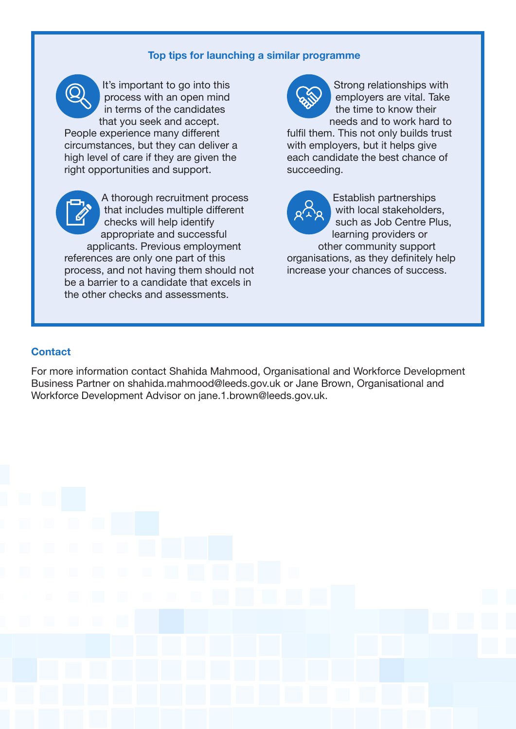## Top tips for launching a similar programme

It's important to go into this process with an open mind in terms of the candidates that you seek and accept. People experience many different circumstances, but they can deliver a high level of care if they are given the right opportunities and support.

A thorough recruitment process that includes multiple different checks will help identify appropriate and successful applicants. Previous employment references are only one part of this process, and not having them should not be a barrier to a candidate that excels in the other checks and assessments.

Strong relationships with employers are vital. Take the time to know their needs and to work hard to fulfil them. This not only builds trust with employers, but it helps give each candidate the best chance of succeeding.

Establish partnerships with local stakeholders, such as Job Centre Plus, learning providers or other community support organisations, as they definitely help increase your chances of success.

## Contact

For more information contact Shahida Mahmood, Organisational and Workforce Development Business Partner on shahida.mahmood@leeds.gov.uk or Jane Brown, Organisational and Workforce Development Advisor on jane.1.brown@leeds.gov.uk.